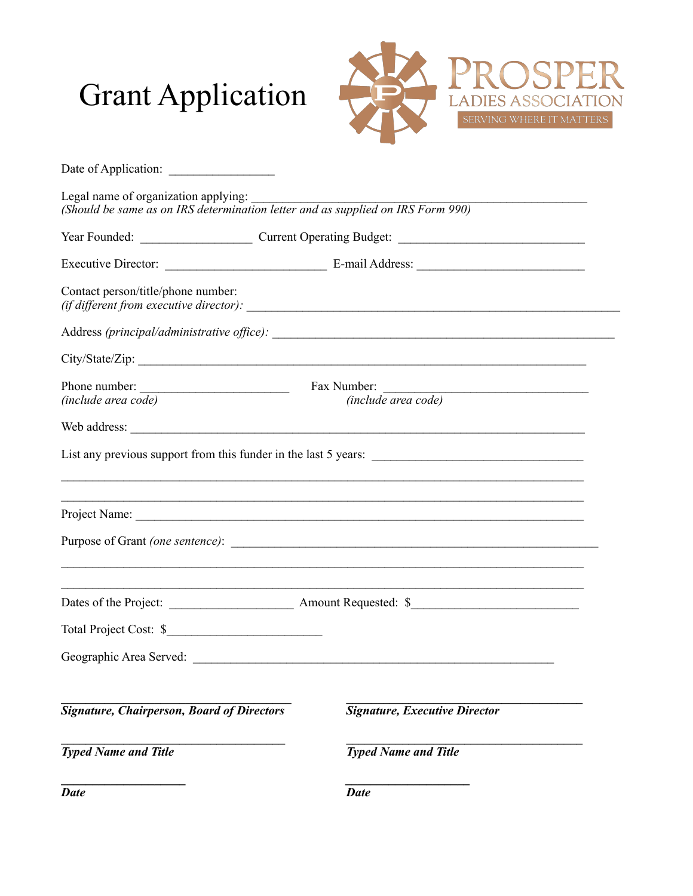# Grant Application

PROSPER
LADIES ASSOCIATION
SERVING WHERE IT MATTERS

Date of Application: _______________

Legal name of organization applying: ________________________________________________
*(Should be same as on IRS determination letter and as supplied on IRS Form 990)*

Year Founded: ________________ Current Operating Budget: ___________________________

Executive Director: _______________________ E-mail Address: ________________________

Contact person/title/phone number:
*(if different from executive director):* ______________________________________________________

Address *(principal/administrative office):* ___________________________________________________

City/State/Zip: __________________________________________________________________

Phone number: _____________________ Fax Number: ______________________________
*(include area code)* *(include area code)*

Web address: ____________________________________________________________________

List any previous support from this funder in the last 5 years: ______________________________

__________________________________________________________________________________

__________________________________________________________________________________

Project Name: ___________________________________________________________________

Purpose of Grant *(one sentence)*: ________________________________________________________

__________________________________________________________________________________

__________________________________________________________________________________

Dates of the Project: __________________ Amount Requested: $________________________

Total Project Cost: $______________________

Geographic Area Served: ____________________________________________________

___________________________________ ___________________________________
***Signature, Chairperson, Board of Directors*** ***Signature, Executive Director***

___________________________________ ___________________________________
***Typed Name and Title*** ***Typed Name and Title***

__________________ __________________
***Date*** ***Date***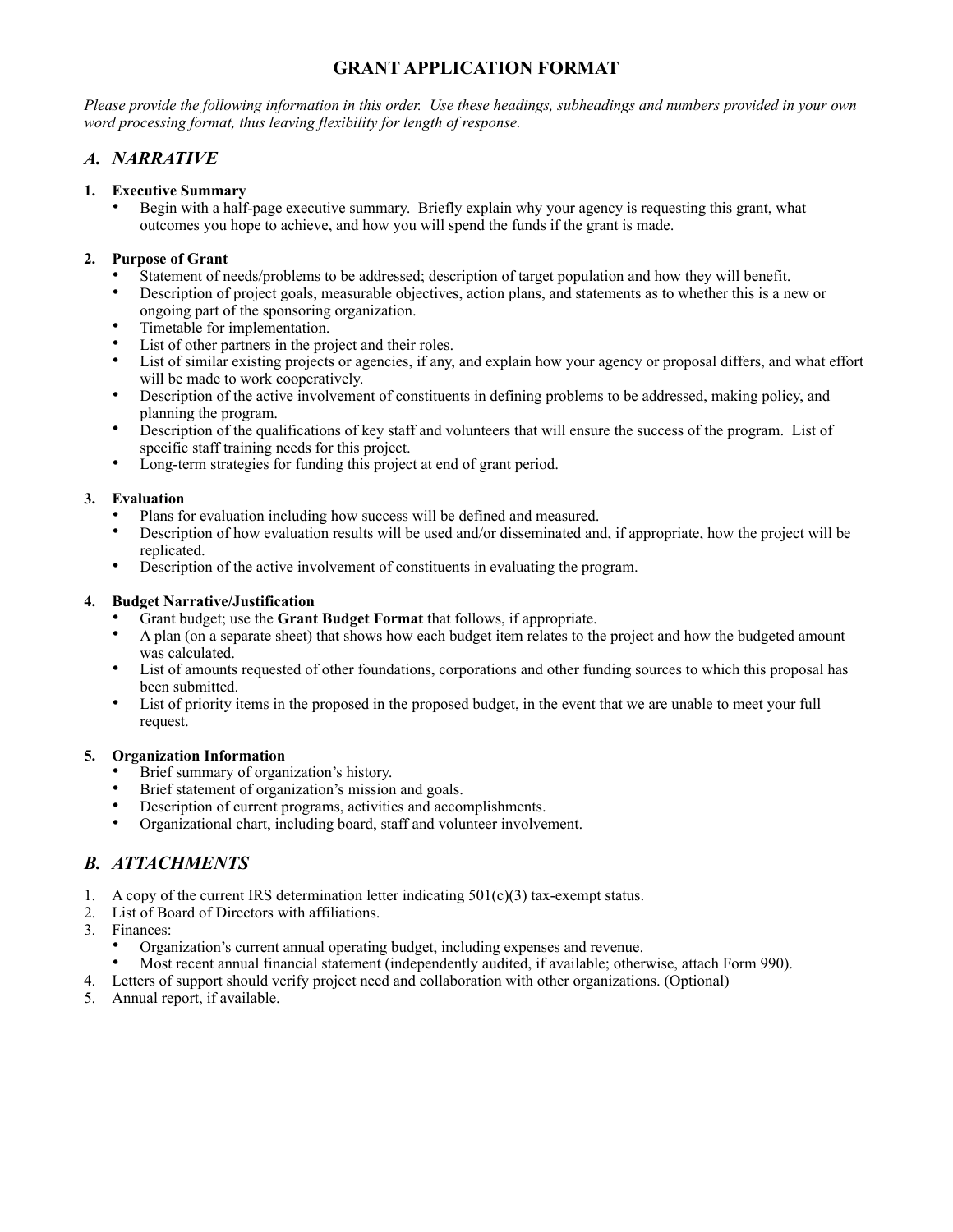# GRANT APPLICATION FORMAT

*Please provide the following information in this order. Use these headings, subheadings and numbers provided in your own word processing format, thus leaving flexibility for length of response.*

## *A. NARRATIVE*

1. **Executive Summary**
   - Begin with a half-page executive summary. Briefly explain why your agency is requesting this grant, what outcomes you hope to achieve, and how you will spend the funds if the grant is made.

2. **Purpose of Grant**
   - Statement of needs/problems to be addressed; description of target population and how they will benefit.
   - Description of project goals, measurable objectives, action plans, and statements as to whether this is a new or ongoing part of the sponsoring organization.
   - Timetable for implementation.
   - List of other partners in the project and their roles.
   - List of similar existing projects or agencies, if any, and explain how your agency or proposal differs, and what effort will be made to work cooperatively.
   - Description of the active involvement of constituents in defining problems to be addressed, making policy, and planning the program.
   - Description of the qualifications of key staff and volunteers that will ensure the success of the program. List of specific staff training needs for this project.
   - Long-term strategies for funding this project at end of grant period.

3. **Evaluation**
   - Plans for evaluation including how success will be defined and measured.
   - Description of how evaluation results will be used and/or disseminated and, if appropriate, how the project will be replicated.
   - Description of the active involvement of constituents in evaluating the program.

4. **Budget Narrative/Justification**
   - Grant budget; use the **Grant Budget Format** that follows, if appropriate.
   - A plan (on a separate sheet) that shows how each budget item relates to the project and how the budgeted amount was calculated.
   - List of amounts requested of other foundations, corporations and other funding sources to which this proposal has been submitted.
   - List of priority items in the proposed in the proposed budget, in the event that we are unable to meet your full request.

5. **Organization Information**
   - Brief summary of organization's history.
   - Brief statement of organization's mission and goals.
   - Description of current programs, activities and accomplishments.
   - Organizational chart, including board, staff and volunteer involvement.

## *B. ATTACHMENTS*

1. A copy of the current IRS determination letter indicating 501(c)(3) tax-exempt status.
2. List of Board of Directors with affiliations.
3. Finances:
   - Organization's current annual operating budget, including expenses and revenue.
   - Most recent annual financial statement (independently audited, if available; otherwise, attach Form 990).
4. Letters of support should verify project need and collaboration with other organizations. (Optional)
5. Annual report, if available.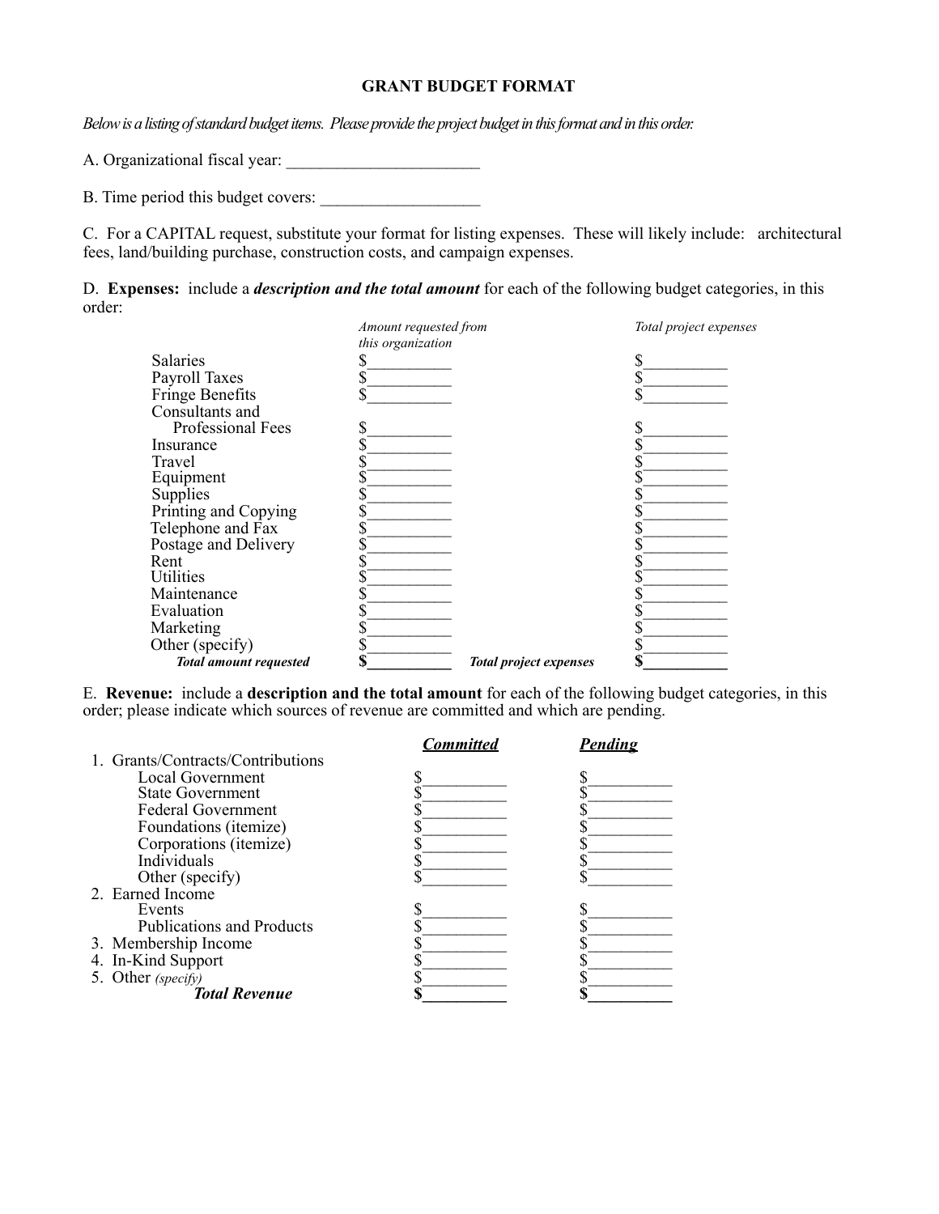**GRANT BUDGET FORMAT**

*Below is a listing of standard budget items. Please provide the project budget in this format and in this order:*

A. Organizational fiscal year: _______________________

B. Time period this budget covers: ___________________

C. For a CAPITAL request, substitute your format for listing expenses. These will likely include: architectural fees, land/building purchase, construction costs, and campaign expenses.

D. **Expenses:** include a ***description and the total amount*** for each of the following budget categories, in this order:

| | *Amount requested from this organization* | | *Total project expenses* |
|---|---|---|---|
| Salaries | $__________ | | $__________ |
| Payroll Taxes | $__________ | | $__________ |
| Fringe Benefits | $__________ | | $__________ |
| Consultants and Professional Fees | $__________ | | $__________ |
| Insurance | $__________ | | $__________ |
| Travel | $__________ | | $__________ |
| Equipment | $__________ | | $__________ |
| Supplies | $__________ | | $__________ |
| Printing and Copying | $__________ | | $__________ |
| Telephone and Fax | $__________ | | $__________ |
| Postage and Delivery | $__________ | | $__________ |
| Rent | $__________ | | $__________ |
| Utilities | $__________ | | $__________ |
| Maintenance | $__________ | | $__________ |
| Evaluation | $__________ | | $__________ |
| Marketing | $__________ | | $__________ |
| Other (specify) | $__________ | | $__________ |
| ***Total amount requested*** | **$__________** | ***Total project expenses*** | **$__________** |

E. **Revenue:** include a **description and the total amount** for each of the following budget categories, in this order; please indicate which sources of revenue are committed and which are pending.

| | ***Committed*** | ***Pending*** |
|---|---|---|
| 1. Grants/Contracts/Contributions | | |
| Local Government | $__________ | $__________ |
| State Government | $__________ | $__________ |
| Federal Government | $__________ | $__________ |
| Foundations (itemize) | $__________ | $__________ |
| Corporations (itemize) | $__________ | $__________ |
| Individuals | $__________ | $__________ |
| Other (specify) | $__________ | $__________ |
| 2. Earned Income | | |
| Events | $__________ | $__________ |
| Publications and Products | $__________ | $__________ |
| 3. Membership Income | $__________ | $__________ |
| 4. In-Kind Support | $__________ | $__________ |
| 5. Other *(specify)* | $__________ | $__________ |
| ***Total Revenue*** | **$__________** | **$__________** |